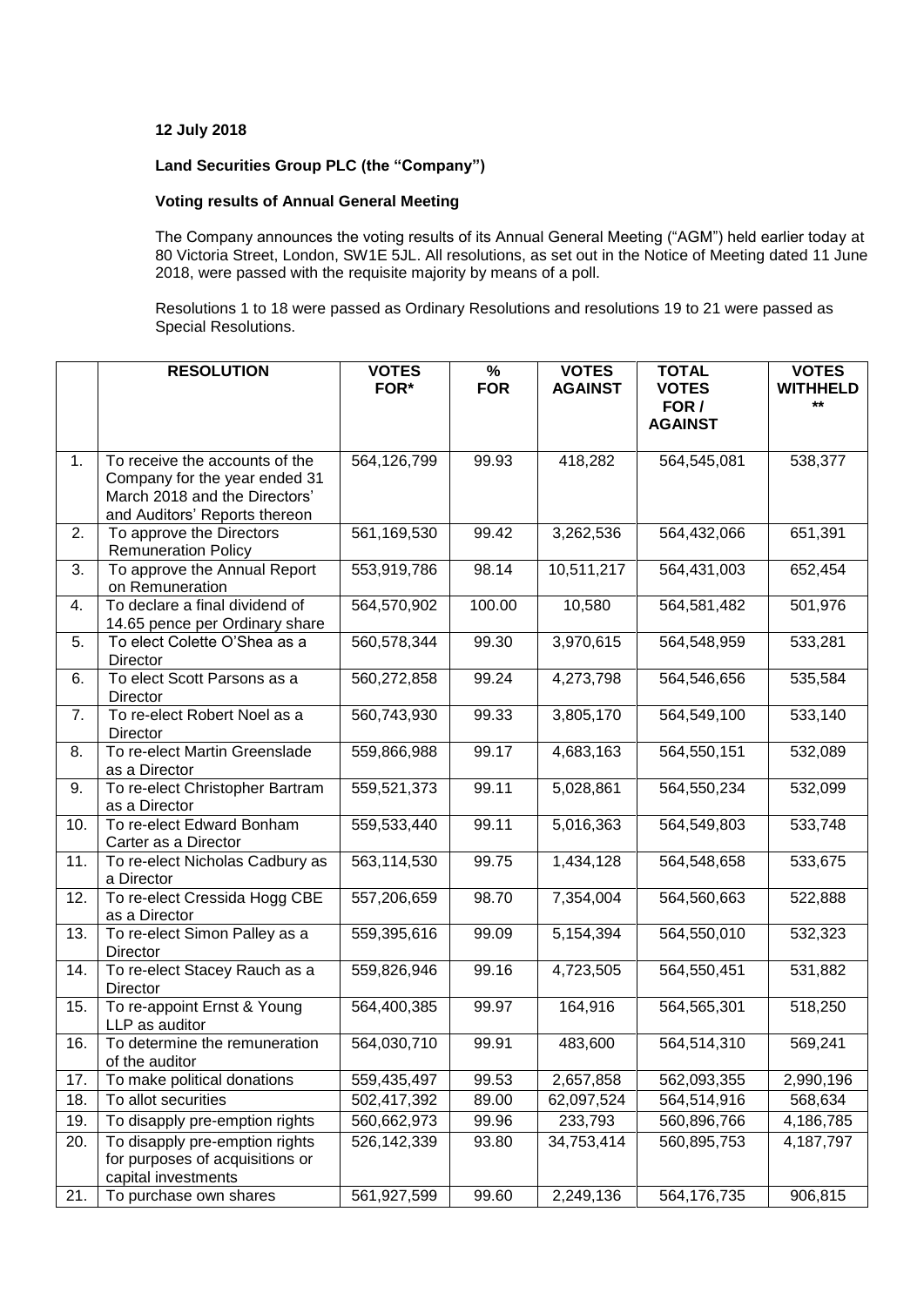**12 July 2018**

**Land Securities Group PLC (the "Company")**

**Voting results of Annual General Meeting**

The Company announces the voting results of its Annual General Meeting ("AGM") held earlier today at 80 Victoria Street, London, SW1E 5JL. All resolutions, as set out in the Notice of Meeting dated 11 June 2018, were passed with the requisite majority by means of a poll.

Resolutions 1 to 18 were passed as Ordinary Resolutions and resolutions 19 to 21 were passed as Special Resolutions.

| | RESOLUTION | VOTES FOR* | % FOR | VOTES AGAINST | TOTAL VOTES FOR / AGAINST | VOTES WITHHELD ** |
|---|---|---|---|---|---|---|
| 1. | To receive the accounts of the Company for the year ended 31 March 2018 and the Directors' and Auditors' Reports thereon | 564,126,799 | 99.93 | 418,282 | 564,545,081 | 538,377 |
| 2. | To approve the Directors Remuneration Policy | 561,169,530 | 99.42 | 3,262,536 | 564,432,066 | 651,391 |
| 3. | To approve the Annual Report on Remuneration | 553,919,786 | 98.14 | 10,511,217 | 564,431,003 | 652,454 |
| 4. | To declare a final dividend of 14.65 pence per Ordinary share | 564,570,902 | 100.00 | 10,580 | 564,581,482 | 501,976 |
| 5. | To elect Colette O'Shea as a Director | 560,578,344 | 99.30 | 3,970,615 | 564,548,959 | 533,281 |
| 6. | To elect Scott Parsons as a Director | 560,272,858 | 99.24 | 4,273,798 | 564,546,656 | 535,584 |
| 7. | To re-elect Robert Noel as a Director | 560,743,930 | 99.33 | 3,805,170 | 564,549,100 | 533,140 |
| 8. | To re-elect Martin Greenslade as a Director | 559,866,988 | 99.17 | 4,683,163 | 564,550,151 | 532,089 |
| 9. | To re-elect Christopher Bartram as a Director | 559,521,373 | 99.11 | 5,028,861 | 564,550,234 | 532,099 |
| 10. | To re-elect Edward Bonham Carter as a Director | 559,533,440 | 99.11 | 5,016,363 | 564,549,803 | 533,748 |
| 11. | To re-elect Nicholas Cadbury as a Director | 563,114,530 | 99.75 | 1,434,128 | 564,548,658 | 533,675 |
| 12. | To re-elect Cressida Hogg CBE as a Director | 557,206,659 | 98.70 | 7,354,004 | 564,560,663 | 522,888 |
| 13. | To re-elect Simon Palley as a Director | 559,395,616 | 99.09 | 5,154,394 | 564,550,010 | 532,323 |
| 14. | To re-elect Stacey Rauch as a Director | 559,826,946 | 99.16 | 4,723,505 | 564,550,451 | 531,882 |
| 15. | To re-appoint Ernst & Young LLP as auditor | 564,400,385 | 99.97 | 164,916 | 564,565,301 | 518,250 |
| 16. | To determine the remuneration of the auditor | 564,030,710 | 99.91 | 483,600 | 564,514,310 | 569,241 |
| 17. | To make political donations | 559,435,497 | 99.53 | 2,657,858 | 562,093,355 | 2,990,196 |
| 18. | To allot securities | 502,417,392 | 89.00 | 62,097,524 | 564,514,916 | 568,634 |
| 19. | To disapply pre-emption rights | 560,662,973 | 99.96 | 233,793 | 560,896,766 | 4,186,785 |
| 20. | To disapply pre-emption rights for purposes of acquisitions or capital investments | 526,142,339 | 93.80 | 34,753,414 | 560,895,753 | 4,187,797 |
| 21. | To purchase own shares | 561,927,599 | 99.60 | 2,249,136 | 564,176,735 | 906,815 |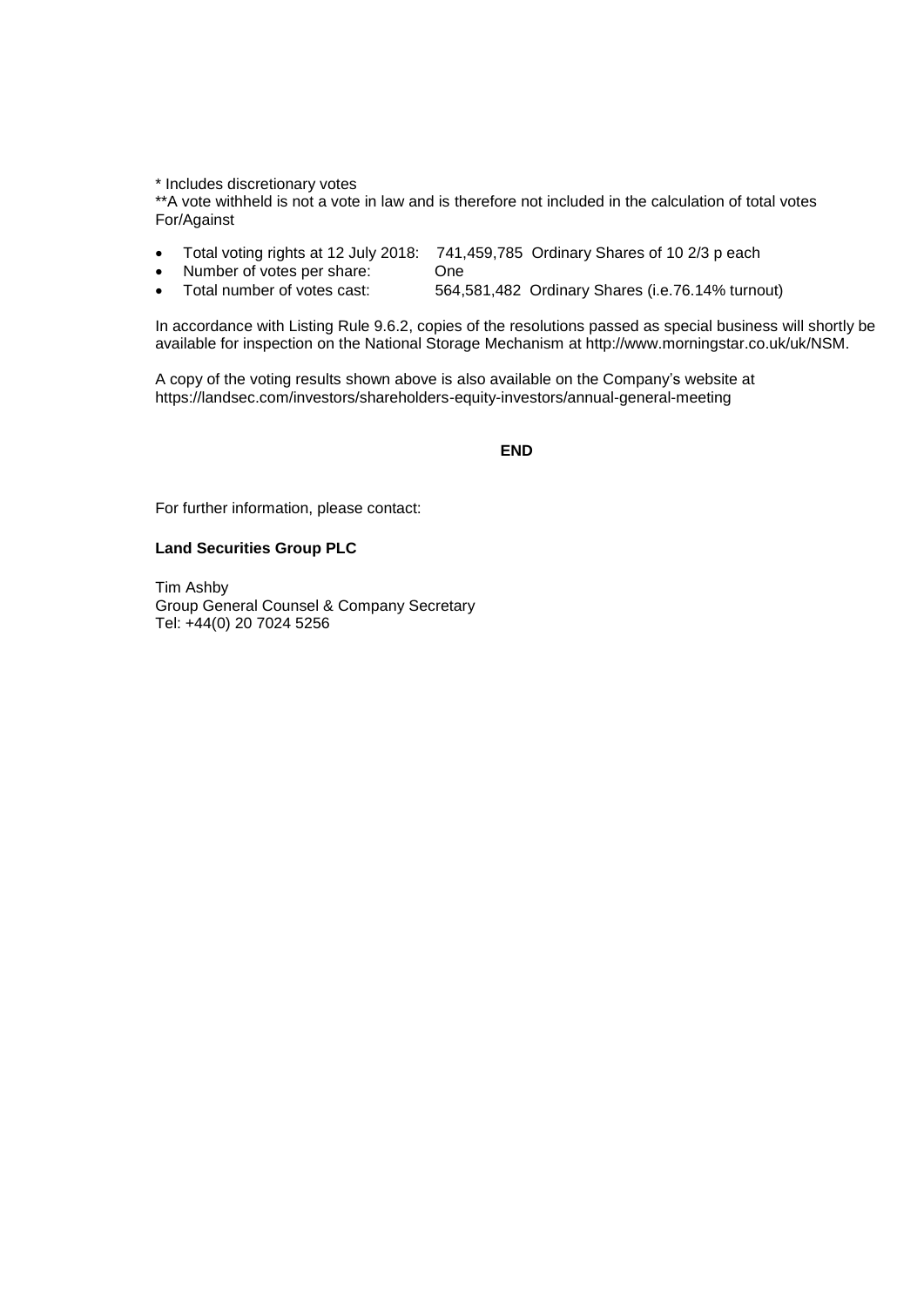* Includes discretionary votes

**A vote withheld is not a vote in law and is therefore not included in the calculation of total votes For/Against

- Total voting rights at 12 July 2018: 741,459,785 Ordinary Shares of 10 2/3 p each
- Number of votes per share: One
- Total number of votes cast: 564,581,482 Ordinary Shares (i.e.76.14% turnout)

In accordance with Listing Rule 9.6.2, copies of the resolutions passed as special business will shortly be available for inspection on the National Storage Mechanism at http://www.morningstar.co.uk/uk/NSM.

A copy of the voting results shown above is also available on the Company's website at https://landsec.com/investors/shareholders-equity-investors/annual-general-meeting

**END**

For further information, please contact:

**Land Securities Group PLC**

Tim Ashby
Group General Counsel & Company Secretary
Tel: +44(0) 20 7024 5256